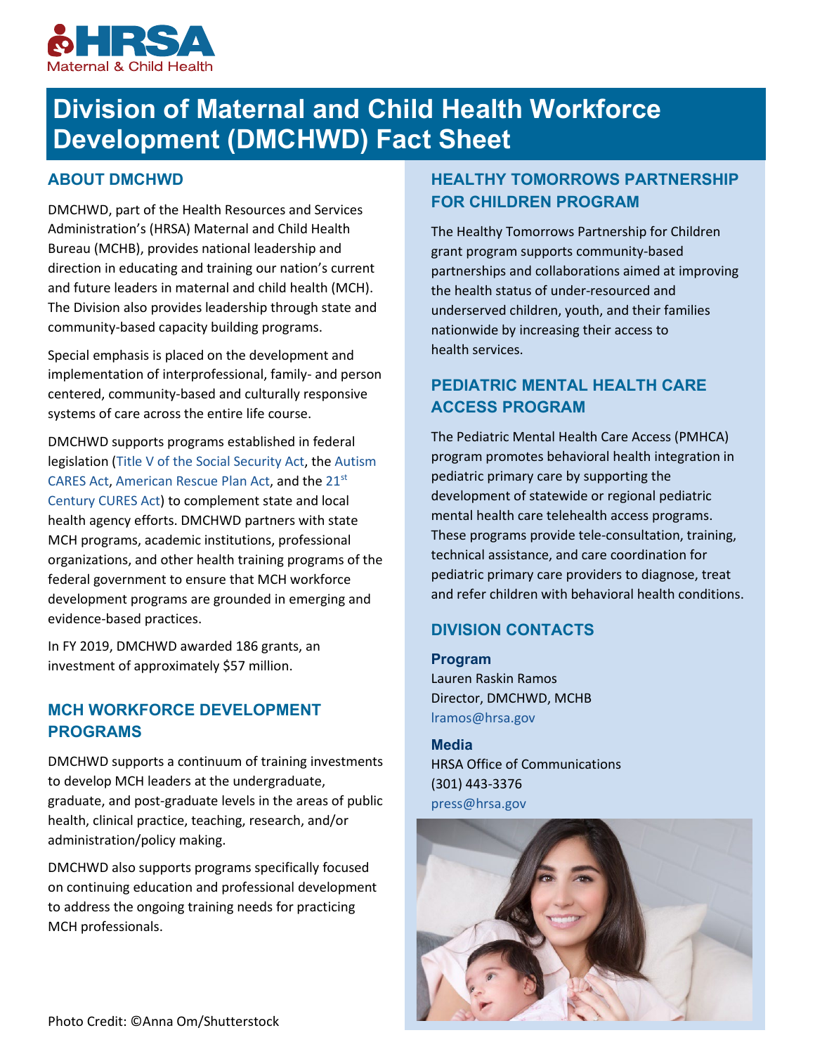HRSA Maternal & Child Health

# Division of Maternal and Child Health Workforce Development (DMCHWD) Fact Sheet

## ABOUT DMCHWD

DMCHWD, part of the Health Resources and Services Administration's (HRSA) Maternal and Child Health Bureau (MCHB), provides national leadership and direction in educating and training our nation's current and future leaders in maternal and child health (MCH). The Division also provides leadership through state and community-based capacity building programs.

Special emphasis is placed on the development and implementation of interprofessional, family- and person centered, community-based and culturally responsive systems of care across the entire life course.

DMCHWD supports programs established in federal legislation (Title V of the Social Security Act, the Autism CARES Act, American Rescue Plan Act, and the 21st Century CURES Act) to complement state and local health agency efforts. DMCHWD partners with state MCH programs, academic institutions, professional organizations, and other health training programs of the federal government to ensure that MCH workforce development programs are grounded in emerging and evidence-based practices.

In FY 2019, DMCHWD awarded 186 grants, an investment of approximately $57 million.

## MCH WORKFORCE DEVELOPMENT PROGRAMS

DMCHWD supports a continuum of training investments to develop MCH leaders at the undergraduate, graduate, and post-graduate levels in the areas of public health, clinical practice, teaching, research, and/or administration/policy making.

DMCHWD also supports programs specifically focused on continuing education and professional development to address the ongoing training needs for practicing MCH professionals.

## HEALTHY TOMORROWS PARTNERSHIP FOR CHILDREN PROGRAM

The Healthy Tomorrows Partnership for Children grant program supports community-based partnerships and collaborations aimed at improving the health status of under-resourced and underserved children, youth, and their families nationwide by increasing their access to health services.

## PEDIATRIC MENTAL HEALTH CARE ACCESS PROGRAM

The Pediatric Mental Health Care Access (PMHCA) program promotes behavioral health integration in pediatric primary care by supporting the development of statewide or regional pediatric mental health care telehealth access programs. These programs provide tele-consultation, training, technical assistance, and care coordination for pediatric primary care providers to diagnose, treat and refer children with behavioral health conditions.

## DIVISION CONTACTS

**Program**
Lauren Raskin Ramos
Director, DMCHWD, MCHB
lramos@hrsa.gov

**Media**
HRSA Office of Communications
(301) 443-3376
press@hrsa.gov

Photo Credit: ©Anna Om/Shutterstock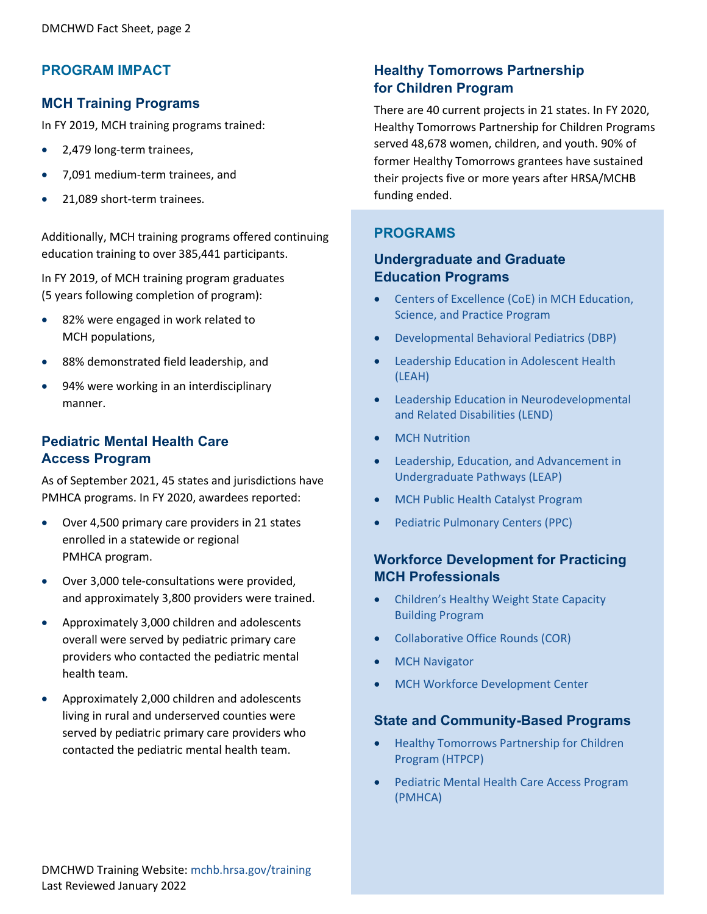## PROGRAM IMPACT

### MCH Training Programs

In FY 2019, MCH training programs trained:

- 2,479 long-term trainees,
- 7,091 medium-term trainees, and
- 21,089 short-term trainees.

Additionally, MCH training programs offered continuing education training to over 385,441 participants.

In FY 2019, of MCH training program graduates (5 years following completion of program):

- 82% were engaged in work related to MCH populations,
- 88% demonstrated field leadership, and
- 94% were working in an interdisciplinary manner.

### Pediatric Mental Health Care Access Program

As of September 2021, 45 states and jurisdictions have PMHCA programs. In FY 2020, awardees reported:

- Over 4,500 primary care providers in 21 states enrolled in a statewide or regional PMHCA program.
- Over 3,000 tele-consultations were provided, and approximately 3,800 providers were trained.
- Approximately 3,000 children and adolescents overall were served by pediatric primary care providers who contacted the pediatric mental health team.
- Approximately 2,000 children and adolescents living in rural and underserved counties were served by pediatric primary care providers who contacted the pediatric mental health team.

### Healthy Tomorrows Partnership for Children Program

There are 40 current projects in 21 states. In FY 2020, Healthy Tomorrows Partnership for Children Programs served 48,678 women, children, and youth. 90% of former Healthy Tomorrows grantees have sustained their projects five or more years after HRSA/MCHB funding ended.

## PROGRAMS

### Undergraduate and Graduate Education Programs

- Centers of Excellence (CoE) in MCH Education, Science, and Practice Program
- Developmental Behavioral Pediatrics (DBP)
- Leadership Education in Adolescent Health (LEAH)
- Leadership Education in Neurodevelopmental and Related Disabilities (LEND)
- MCH Nutrition
- Leadership, Education, and Advancement in Undergraduate Pathways (LEAP)
- MCH Public Health Catalyst Program
- Pediatric Pulmonary Centers (PPC)

### Workforce Development for Practicing MCH Professionals

- Children's Healthy Weight State Capacity Building Program
- Collaborative Office Rounds (COR)
- MCH Navigator
- MCH Workforce Development Center

### State and Community-Based Programs

- Healthy Tomorrows Partnership for Children Program (HTPCP)
- Pediatric Mental Health Care Access Program (PMHCA)

DMCHWD Training Website: mchb.hrsa.gov/training
Last Reviewed January 2022